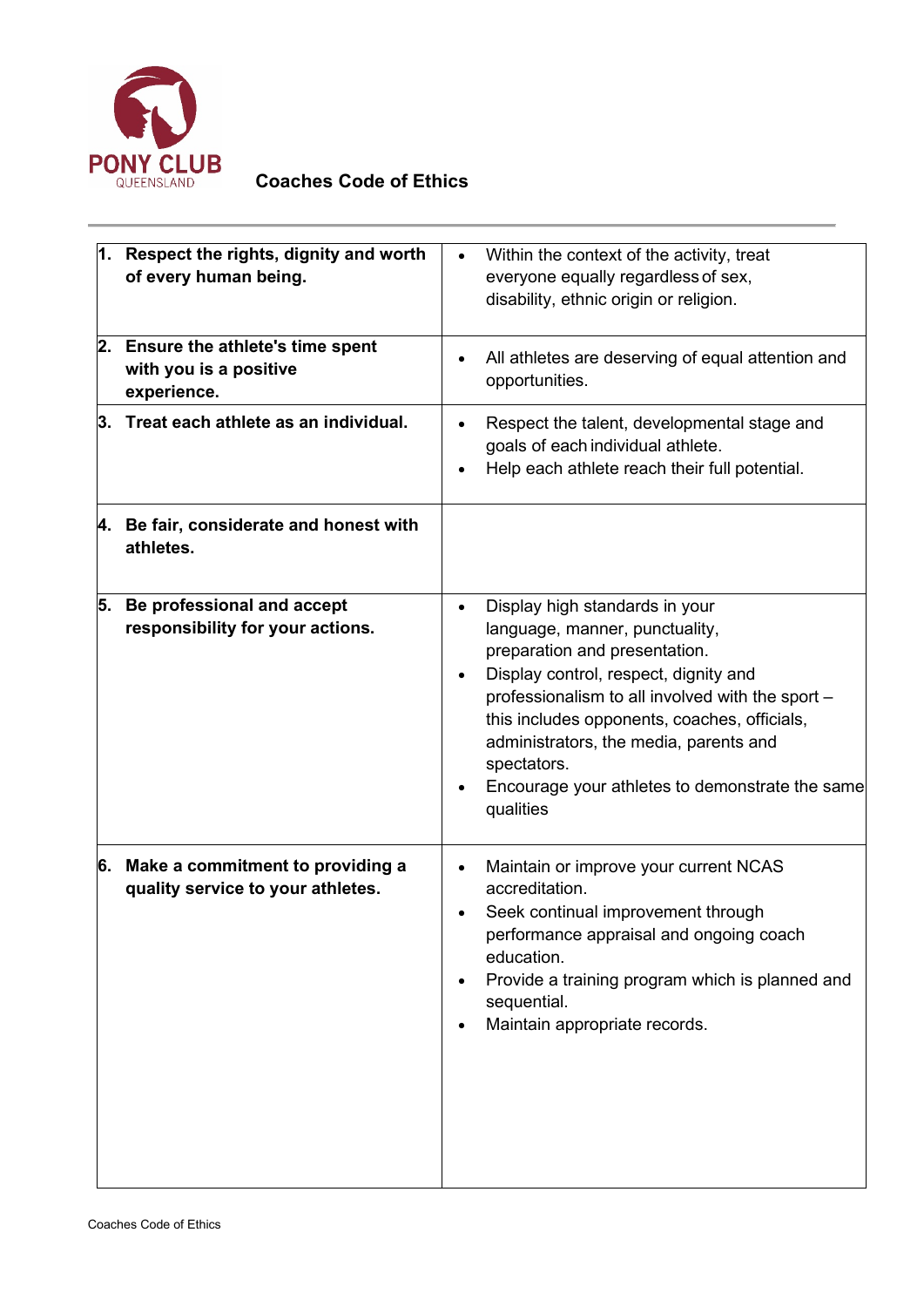PONY CLUB QUEENSLAND

# Coaches Code of Ethics

| | |
|---|---|
| **1. Respect the rights, dignity and worth of every human being.** | • Within the context of the activity, treat everyone equally regardless of sex, disability, ethnic origin or religion. |
| **2. Ensure the athlete's time spent with you is a positive experience.** | • All athletes are deserving of equal attention and opportunities. |
| **3. Treat each athlete as an individual.** | • Respect the talent, developmental stage and goals of each individual athlete.<br>• Help each athlete reach their full potential. |
| **4. Be fair, considerate and honest with athletes.** | |
| **5. Be professional and accept responsibility for your actions.** | • Display high standards in your language, manner, punctuality, preparation and presentation.<br>• Display control, respect, dignity and professionalism to all involved with the sport – this includes opponents, coaches, officials, administrators, the media, parents and spectators.<br>• Encourage your athletes to demonstrate the same qualities |
| **6. Make a commitment to providing a quality service to your athletes.** | • Maintain or improve your current NCAS accreditation.<br>• Seek continual improvement through performance appraisal and ongoing coach education.<br>• Provide a training program which is planned and sequential.<br>• Maintain appropriate records. |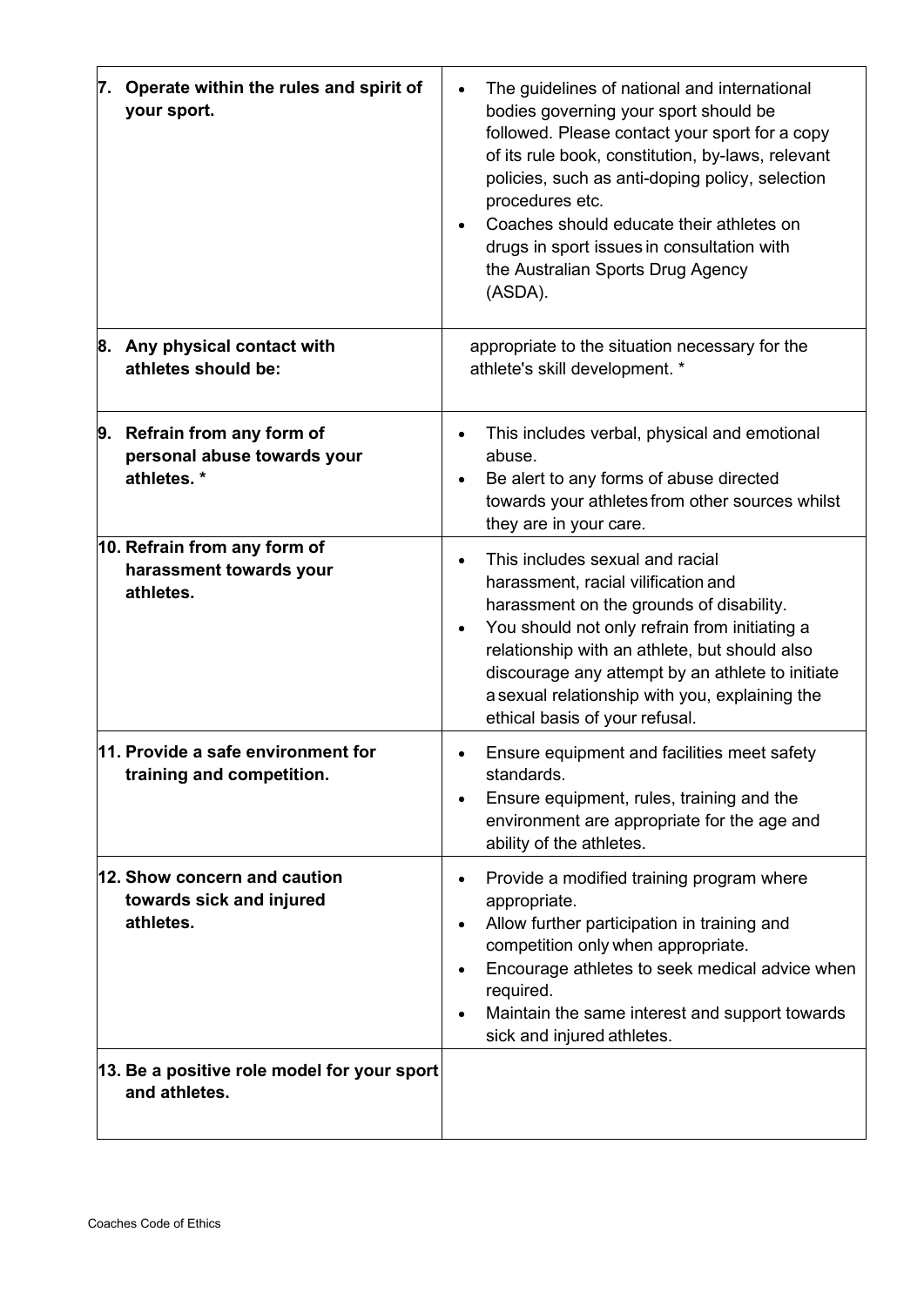| | |
|---|---|
| **7. Operate within the rules and spirit of your sport.** | • The guidelines of national and international bodies governing your sport should be followed. Please contact your sport for a copy of its rule book, constitution, by-laws, relevant policies, such as anti-doping policy, selection procedures etc.<br>• Coaches should educate their athletes on drugs in sport issues in consultation with the Australian Sports Drug Agency (ASDA). |
| **8. Any physical contact with athletes should be:** | appropriate to the situation necessary for the athlete's skill development. * |
| **9. Refrain from any form of personal abuse towards your athletes. *** | • This includes verbal, physical and emotional abuse.<br>• Be alert to any forms of abuse directed towards your athletes from other sources whilst they are in your care. |
| **10. Refrain from any form of harassment towards your athletes.** | • This includes sexual and racial harassment, racial vilification and harassment on the grounds of disability.<br>• You should not only refrain from initiating a relationship with an athlete, but should also discourage any attempt by an athlete to initiate a sexual relationship with you, explaining the ethical basis of your refusal. |
| **11. Provide a safe environment for training and competition.** | • Ensure equipment and facilities meet safety standards.<br>• Ensure equipment, rules, training and the environment are appropriate for the age and ability of the athletes. |
| **12. Show concern and caution towards sick and injured athletes.** | • Provide a modified training program where appropriate.<br>• Allow further participation in training and competition only when appropriate.<br>• Encourage athletes to seek medical advice when required.<br>• Maintain the same interest and support towards sick and injured athletes. |
| **13. Be a positive role model for your sport and athletes.** | |